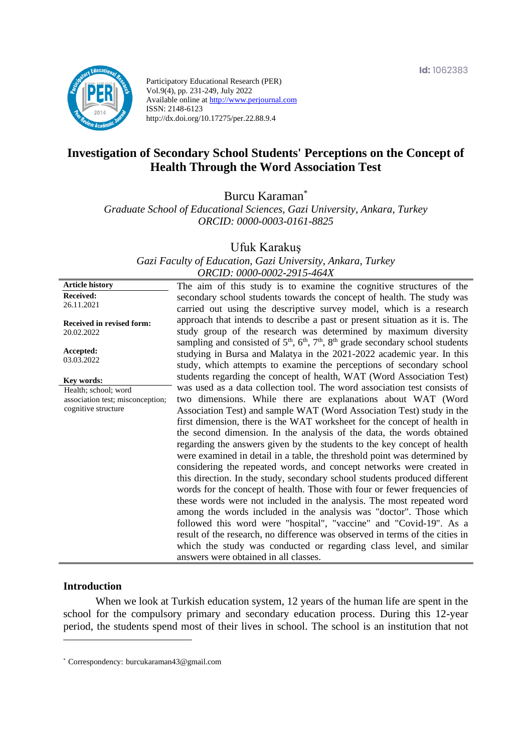Id: 1062383

Participatory Educational Research (PER)
Vol.9(4), pp. 231-249, July 2022
Available online at http://www.perjournal.com
ISSN: 2148-6123
http://dx.doi.org/10.17275/per.22.88.9.4

# Investigation of Secondary School Students' Perceptions on the Concept of Health Through the Word Association Test

Burcu Karaman*

*Graduate School of Educational Sciences, Gazi University, Ankara, Turkey*
*ORCID: 0000-0003-0161-8825*

Ufuk Karakuş

*Gazi Faculty of Education, Gazi University, Ankara, Turkey*
*ORCID: 0000-0002-2915-464X*

**Article history**

**Received:**
26.11.2021

**Received in revised form:**
20.02.2022

**Accepted:**
03.03.2022

**Key words:**
Health; school; word association test; misconception; cognitive structure

The aim of this study is to examine the cognitive structures of the secondary school students towards the concept of health. The study was carried out using the descriptive survey model, which is a research approach that intends to describe a past or present situation as it is. The study group of the research was determined by maximum diversity sampling and consisted of 5th, 6th, 7th, 8th grade secondary school students studying in Bursa and Malatya in the 2021-2022 academic year. In this study, which attempts to examine the perceptions of secondary school students regarding the concept of health, WAT (Word Association Test) was used as a data collection tool. The word association test consists of two dimensions. While there are explanations about WAT (Word Association Test) and sample WAT (Word Association Test) study in the first dimension, there is the WAT worksheet for the concept of health in the second dimension. In the analysis of the data, the words obtained regarding the answers given by the students to the key concept of health were examined in detail in a table, the threshold point was determined by considering the repeated words, and concept networks were created in this direction. In the study, secondary school students produced different words for the concept of health. Those with four or fewer frequencies of these words were not included in the analysis. The most repeated word among the words included in the analysis was "doctor". Those which followed this word were "hospital", "vaccine" and "Covid-19". As a result of the research, no difference was observed in terms of the cities in which the study was conducted or regarding class level, and similar answers were obtained in all classes.

## Introduction

When we look at Turkish education system, 12 years of the human life are spent in the school for the compulsory primary and secondary education process. During this 12-year period, the students spend most of their lives in school. The school is an institution that not

* Correspondency: burcukaraman43@gmail.com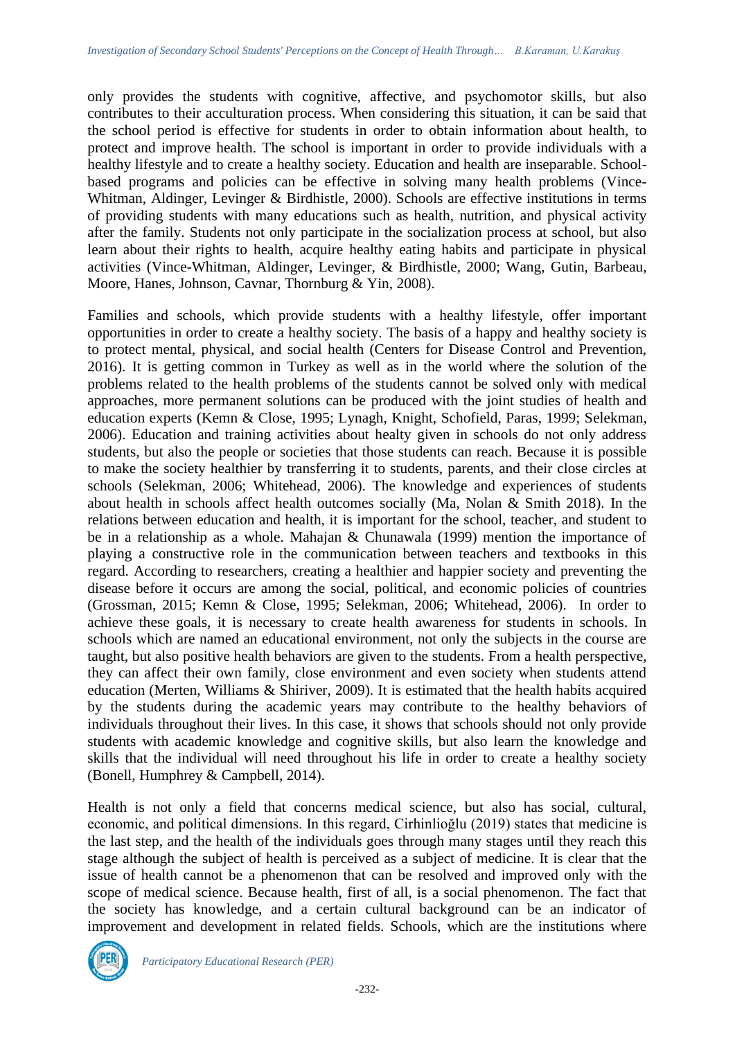only provides the students with cognitive, affective, and psychomotor skills, but also contributes to their acculturation process. When considering this situation, it can be said that the school period is effective for students in order to obtain information about health, to protect and improve health. The school is important in order to provide individuals with a healthy lifestyle and to create a healthy society. Education and health are inseparable. School-based programs and policies can be effective in solving many health problems (Vince-Whitman, Aldinger, Levinger & Birdhistle, 2000). Schools are effective institutions in terms of providing students with many educations such as health, nutrition, and physical activity after the family. Students not only participate in the socialization process at school, but also learn about their rights to health, acquire healthy eating habits and participate in physical activities (Vince-Whitman, Aldinger, Levinger, & Birdhistle, 2000; Wang, Gutin, Barbeau, Moore, Hanes, Johnson, Cavnar, Thornburg & Yin, 2008).

Families and schools, which provide students with a healthy lifestyle, offer important opportunities in order to create a healthy society. The basis of a happy and healthy society is to protect mental, physical, and social health (Centers for Disease Control and Prevention, 2016). It is getting common in Turkey as well as in the world where the solution of the problems related to the health problems of the students cannot be solved only with medical approaches, more permanent solutions can be produced with the joint studies of health and education experts (Kemn & Close, 1995; Lynagh, Knight, Schofield, Paras, 1999; Selekman, 2006). Education and training activities about healty given in schools do not only address students, but also the people or societies that those students can reach. Because it is possible to make the society healthier by transferring it to students, parents, and their close circles at schools (Selekman, 2006; Whitehead, 2006). The knowledge and experiences of students about health in schools affect health outcomes socially (Ma, Nolan & Smith 2018). In the relations between education and health, it is important for the school, teacher, and student to be in a relationship as a whole. Mahajan & Chunawala (1999) mention the importance of playing a constructive role in the communication between teachers and textbooks in this regard. According to researchers, creating a healthier and happier society and preventing the disease before it occurs are among the social, political, and economic policies of countries (Grossman, 2015; Kemn & Close, 1995; Selekman, 2006; Whitehead, 2006). In order to achieve these goals, it is necessary to create health awareness for students in schools. In schools which are named an educational environment, not only the subjects in the course are taught, but also positive health behaviors are given to the students. From a health perspective, they can affect their own family, close environment and even society when students attend education (Merten, Williams & Shiriver, 2009). It is estimated that the health habits acquired by the students during the academic years may contribute to the healthy behaviors of individuals throughout their lives. In this case, it shows that schools should not only provide students with academic knowledge and cognitive skills, but also learn the knowledge and skills that the individual will need throughout his life in order to create a healthy society (Bonell, Humphrey & Campbell, 2014).

Health is not only a field that concerns medical science, but also has social, cultural, economic, and political dimensions. In this regard, Cirhinlioğlu (2019) states that medicine is the last step, and the health of the individuals goes through many stages until they reach this stage although the subject of health is perceived as a subject of medicine. It is clear that the issue of health cannot be a phenomenon that can be resolved and improved only with the scope of medical science. Because health, first of all, is a social phenomenon. The fact that the society has knowledge, and a certain cultural background can be an indicator of improvement and development in related fields. Schools, which are the institutions where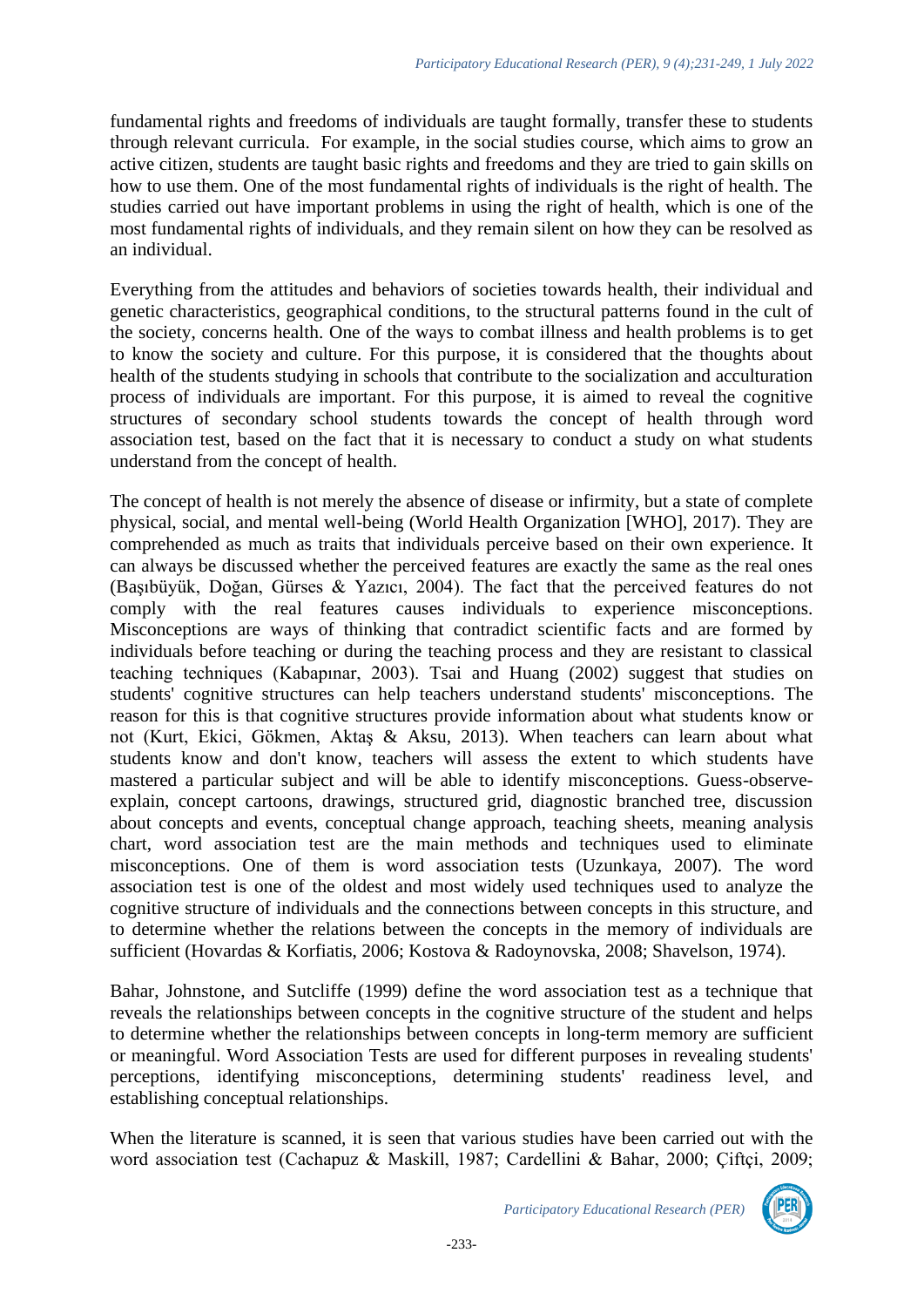fundamental rights and freedoms of individuals are taught formally, transfer these to students through relevant curricula. For example, in the social studies course, which aims to grow an active citizen, students are taught basic rights and freedoms and they are tried to gain skills on how to use them. One of the most fundamental rights of individuals is the right of health. The studies carried out have important problems in using the right of health, which is one of the most fundamental rights of individuals, and they remain silent on how they can be resolved as an individual.

Everything from the attitudes and behaviors of societies towards health, their individual and genetic characteristics, geographical conditions, to the structural patterns found in the cult of the society, concerns health. One of the ways to combat illness and health problems is to get to know the society and culture. For this purpose, it is considered that the thoughts about health of the students studying in schools that contribute to the socialization and acculturation process of individuals are important. For this purpose, it is aimed to reveal the cognitive structures of secondary school students towards the concept of health through word association test, based on the fact that it is necessary to conduct a study on what students understand from the concept of health.

The concept of health is not merely the absence of disease or infirmity, but a state of complete physical, social, and mental well-being (World Health Organization [WHO], 2017). They are comprehended as much as traits that individuals perceive based on their own experience. It can always be discussed whether the perceived features are exactly the same as the real ones (Başıbüyük, Doğan, Gürses & Yazıcı, 2004). The fact that the perceived features do not comply with the real features causes individuals to experience misconceptions. Misconceptions are ways of thinking that contradict scientific facts and are formed by individuals before teaching or during the teaching process and they are resistant to classical teaching techniques (Kabapınar, 2003). Tsai and Huang (2002) suggest that studies on students' cognitive structures can help teachers understand students' misconceptions. The reason for this is that cognitive structures provide information about what students know or not (Kurt, Ekici, Gökmen, Aktaş & Aksu, 2013). When teachers can learn about what students know and don't know, teachers will assess the extent to which students have mastered a particular subject and will be able to identify misconceptions. Guess-observe-explain, concept cartoons, drawings, structured grid, diagnostic branched tree, discussion about concepts and events, conceptual change approach, teaching sheets, meaning analysis chart, word association test are the main methods and techniques used to eliminate misconceptions. One of them is word association tests (Uzunkaya, 2007). The word association test is one of the oldest and most widely used techniques used to analyze the cognitive structure of individuals and the connections between concepts in this structure, and to determine whether the relations between the concepts in the memory of individuals are sufficient (Hovardas & Korfiatis, 2006; Kostova & Radoynovska, 2008; Shavelson, 1974).

Bahar, Johnstone, and Sutcliffe (1999) define the word association test as a technique that reveals the relationships between concepts in the cognitive structure of the student and helps to determine whether the relationships between concepts in long-term memory are sufficient or meaningful. Word Association Tests are used for different purposes in revealing students' perceptions, identifying misconceptions, determining students' readiness level, and establishing conceptual relationships.

When the literature is scanned, it is seen that various studies have been carried out with the word association test (Cachapuz & Maskill, 1987; Cardellini & Bahar, 2000; Çiftçi, 2009;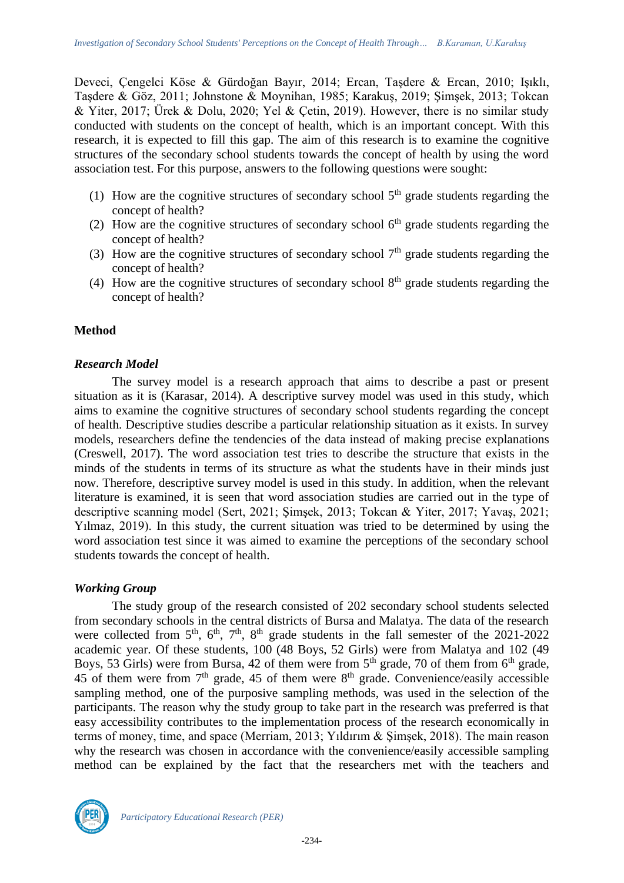Deveci, Çengelci Köse & Gürdoğan Bayır, 2014; Ercan, Taşdere & Ercan, 2010; Işıklı, Taşdere & Göz, 2011; Johnstone & Moynihan, 1985; Karakuş, 2019; Şimşek, 2013; Tokcan & Yiter, 2017; Ürek & Dolu, 2020; Yel & Çetin, 2019). However, there is no similar study conducted with students on the concept of health, which is an important concept. With this research, it is expected to fill this gap. The aim of this research is to examine the cognitive structures of the secondary school students towards the concept of health by using the word association test. For this purpose, answers to the following questions were sought:

(1) How are the cognitive structures of secondary school 5th grade students regarding the concept of health?
(2) How are the cognitive structures of secondary school 6th grade students regarding the concept of health?
(3) How are the cognitive structures of secondary school 7th grade students regarding the concept of health?
(4) How are the cognitive structures of secondary school 8th grade students regarding the concept of health?

## Method

### *Research Model*

The survey model is a research approach that aims to describe a past or present situation as it is (Karasar, 2014). A descriptive survey model was used in this study, which aims to examine the cognitive structures of secondary school students regarding the concept of health. Descriptive studies describe a particular relationship situation as it exists. In survey models, researchers define the tendencies of the data instead of making precise explanations (Creswell, 2017). The word association test tries to describe the structure that exists in the minds of the students in terms of its structure as what the students have in their minds just now. Therefore, descriptive survey model is used in this study. In addition, when the relevant literature is examined, it is seen that word association studies are carried out in the type of descriptive scanning model (Sert, 2021; Şimşek, 2013; Tokcan & Yiter, 2017; Yavaş, 2021; Yılmaz, 2019). In this study, the current situation was tried to be determined by using the word association test since it was aimed to examine the perceptions of the secondary school students towards the concept of health.

### *Working Group*

The study group of the research consisted of 202 secondary school students selected from secondary schools in the central districts of Bursa and Malatya. The data of the research were collected from 5th, 6th, 7th, 8th grade students in the fall semester of the 2021-2022 academic year. Of these students, 100 (48 Boys, 52 Girls) were from Malatya and 102 (49 Boys, 53 Girls) were from Bursa, 42 of them were from 5th grade, 70 of them from 6th grade, 45 of them were from 7th grade, 45 of them were 8th grade. Convenience/easily accessible sampling method, one of the purposive sampling methods, was used in the selection of the participants. The reason why the study group to take part in the research was preferred is that easy accessibility contributes to the implementation process of the research economically in terms of money, time, and space (Merriam, 2013; Yıldırım & Şimşek, 2018). The main reason why the research was chosen in accordance with the convenience/easily accessible sampling method can be explained by the fact that the researchers met with the teachers and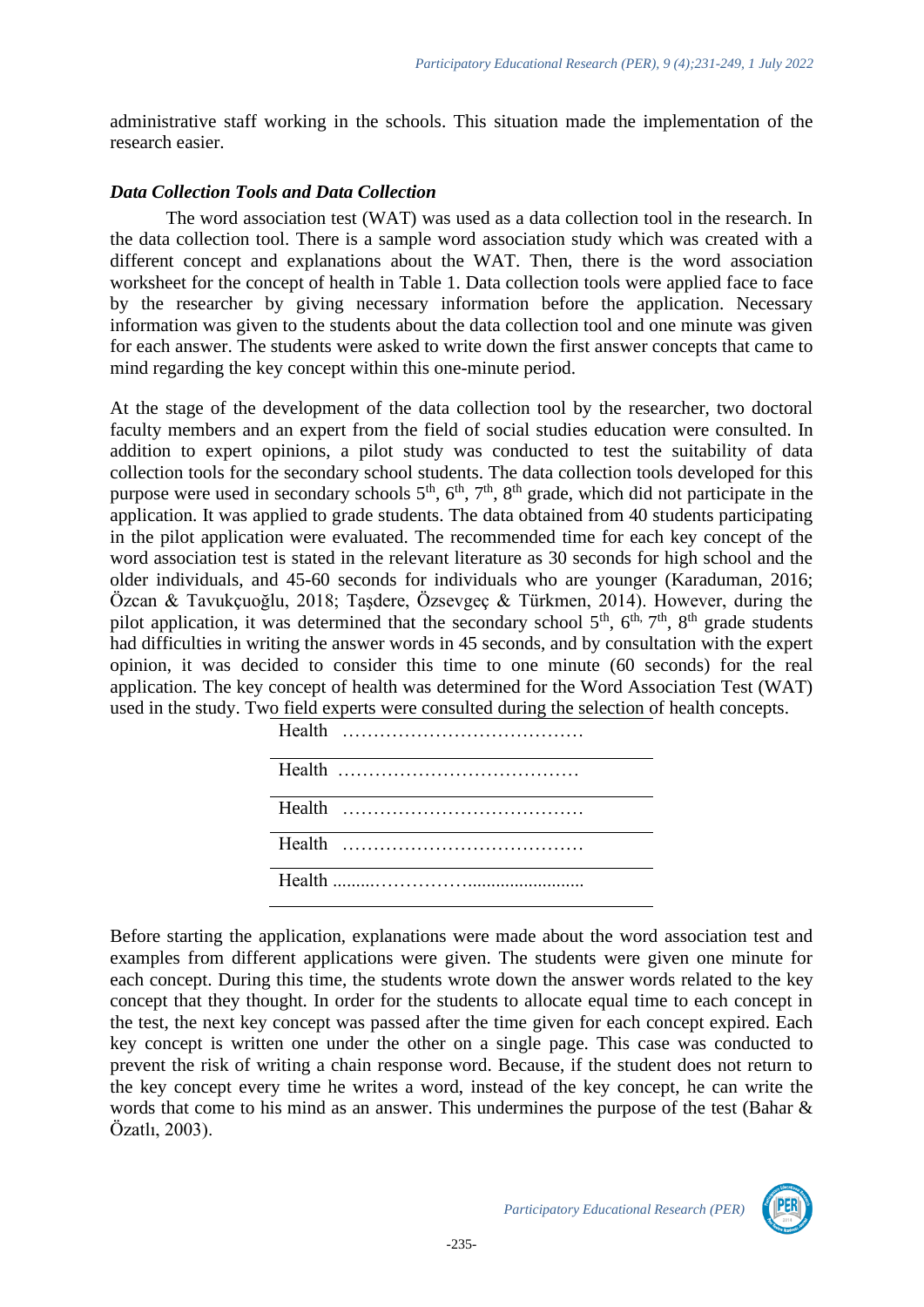administrative staff working in the schools. This situation made the implementation of the research easier.

### *Data Collection Tools and Data Collection*

The word association test (WAT) was used as a data collection tool in the research. In the data collection tool. There is a sample word association study which was created with a different concept and explanations about the WAT. Then, there is the word association worksheet for the concept of health in Table 1. Data collection tools were applied face to face by the researcher by giving necessary information before the application. Necessary information was given to the students about the data collection tool and one minute was given for each answer. The students were asked to write down the first answer concepts that came to mind regarding the key concept within this one-minute period.

At the stage of the development of the data collection tool by the researcher, two doctoral faculty members and an expert from the field of social studies education were consulted. In addition to expert opinions, a pilot study was conducted to test the suitability of data collection tools for the secondary school students. The data collection tools developed for this purpose were used in secondary schools 5th, 6th, 7th, 8th grade, which did not participate in the application. It was applied to grade students. The data obtained from 40 students participating in the pilot application were evaluated. The recommended time for each key concept of the word association test is stated in the relevant literature as 30 seconds for high school and the older individuals, and 45-60 seconds for individuals who are younger (Karaduman, 2016; Özcan & Tavukçuoğlu, 2018; Taşdere, Özsevgeç & Türkmen, 2014). However, during the pilot application, it was determined that the secondary school 5th, 6th, 7th, 8th grade students had difficulties in writing the answer words in 45 seconds, and by consultation with the expert opinion, it was decided to consider this time to one minute (60 seconds) for the real application. The key concept of health was determined for the Word Association Test (WAT) used in the study. Two field experts were consulted during the selection of health concepts.

| Health ………………………………… |
|---|
| Health ………………………………… |
| Health ………………………………… |
| Health ………………………………… |
| Health .........……………........................ |

Before starting the application, explanations were made about the word association test and examples from different applications were given. The students were given one minute for each concept. During this time, the students wrote down the answer words related to the key concept that they thought. In order for the students to allocate equal time to each concept in the test, the next key concept was passed after the time given for each concept expired. Each key concept is written one under the other on a single page. This case was conducted to prevent the risk of writing a chain response word. Because, if the student does not return to the key concept every time he writes a word, instead of the key concept, he can write the words that come to his mind as an answer. This undermines the purpose of the test (Bahar & Özatlı, 2003).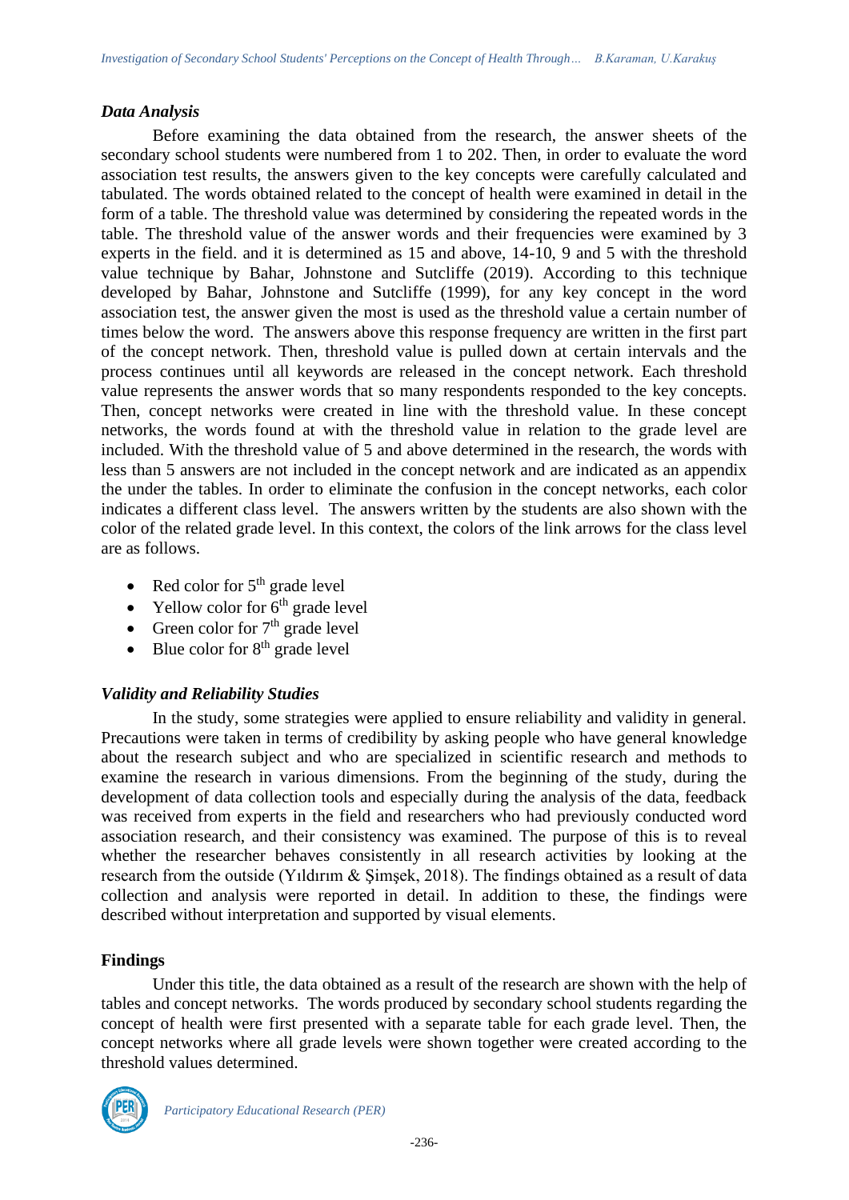### *Data Analysis*

Before examining the data obtained from the research, the answer sheets of the secondary school students were numbered from 1 to 202. Then, in order to evaluate the word association test results, the answers given to the key concepts were carefully calculated and tabulated. The words obtained related to the concept of health were examined in detail in the form of a table. The threshold value was determined by considering the repeated words in the table. The threshold value of the answer words and their frequencies were examined by 3 experts in the field. and it is determined as 15 and above, 14-10, 9 and 5 with the threshold value technique by Bahar, Johnstone and Sutcliffe (2019). According to this technique developed by Bahar, Johnstone and Sutcliffe (1999), for any key concept in the word association test, the answer given the most is used as the threshold value a certain number of times below the word. The answers above this response frequency are written in the first part of the concept network. Then, threshold value is pulled down at certain intervals and the process continues until all keywords are released in the concept network. Each threshold value represents the answer words that so many respondents responded to the key concepts. Then, concept networks were created in line with the threshold value. In these concept networks, the words found at with the threshold value in relation to the grade level are included. With the threshold value of 5 and above determined in the research, the words with less than 5 answers are not included in the concept network and are indicated as an appendix the under the tables. In order to eliminate the confusion in the concept networks, each color indicates a different class level. The answers written by the students are also shown with the color of the related grade level. In this context, the colors of the link arrows for the class level are as follows.

- Red color for 5th grade level
- Yellow color for 6th grade level
- Green color for 7th grade level
- Blue color for 8th grade level

### *Validity and Reliability Studies*

In the study, some strategies were applied to ensure reliability and validity in general. Precautions were taken in terms of credibility by asking people who have general knowledge about the research subject and who are specialized in scientific research and methods to examine the research in various dimensions. From the beginning of the study, during the development of data collection tools and especially during the analysis of the data, feedback was received from experts in the field and researchers who had previously conducted word association research, and their consistency was examined. The purpose of this is to reveal whether the researcher behaves consistently in all research activities by looking at the research from the outside (Yıldırım & Şimşek, 2018). The findings obtained as a result of data collection and analysis were reported in detail. In addition to these, the findings were described without interpretation and supported by visual elements.

## Findings

Under this title, the data obtained as a result of the research are shown with the help of tables and concept networks. The words produced by secondary school students regarding the concept of health were first presented with a separate table for each grade level. Then, the concept networks where all grade levels were shown together were created according to the threshold values determined.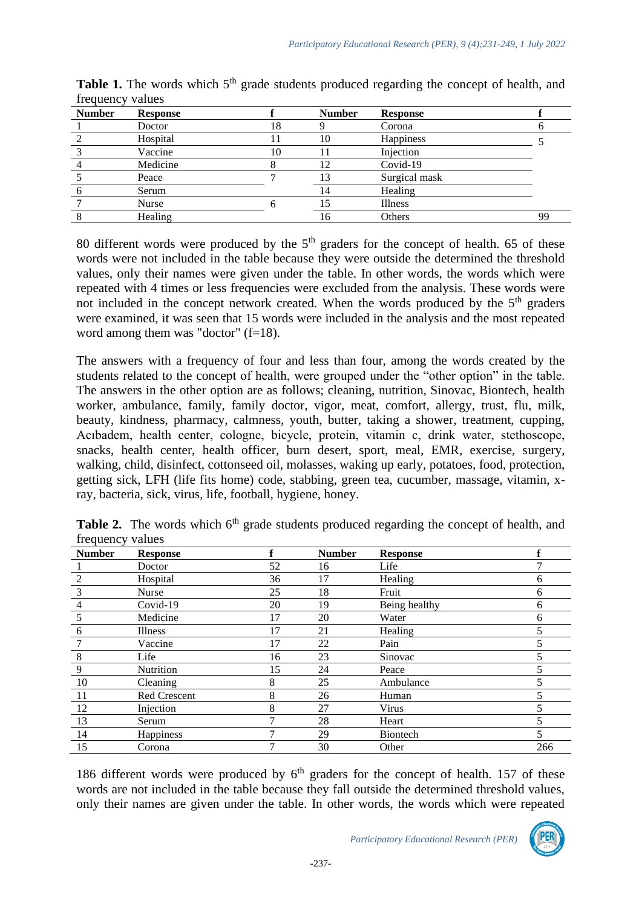**Table 1.** The words which 5th grade students produced regarding the concept of health, and frequency values

| Number | Response | f | Number | Response | f |
|---|---|---|---|---|---|
| 1 | Doctor | 18 | 9 | Corona | 6 |
| 2 | Hospital | 11 | 10 | Happiness | 5 |
| 3 | Vaccine | 10 | 11 | Injection | |
| 4 | Medicine | 8 | 12 | Covid-19 | |
| 5 | Peace | 7 | 13 | Surgical mask | |
| 6 | Serum | | 14 | Healing | |
| 7 | Nurse | 6 | 15 | Illness | |
| 8 | Healing | | 16 | Others | 99 |

80 different words were produced by the 5th graders for the concept of health. 65 of these words were not included in the table because they were outside the determined the threshold values, only their names were given under the table. In other words, the words which were repeated with 4 times or less frequencies were excluded from the analysis. These words were not included in the concept network created. When the words produced by the 5th graders were examined, it was seen that 15 words were included in the analysis and the most repeated word among them was "doctor" (f=18).

The answers with a frequency of four and less than four, among the words created by the students related to the concept of health, were grouped under the "other option" in the table. The answers in the other option are as follows; cleaning, nutrition, Sinovac, Biontech, health worker, ambulance, family, family doctor, vigor, meat, comfort, allergy, trust, flu, milk, beauty, kindness, pharmacy, calmness, youth, butter, taking a shower, treatment, cupping, Acıbadem, health center, cologne, bicycle, protein, vitamin c, drink water, stethoscope, snacks, health center, health officer, burn desert, sport, meal, EMR, exercise, surgery, walking, child, disinfect, cottonseed oil, molasses, waking up early, potatoes, food, protection, getting sick, LFH (life fits home) code, stabbing, green tea, cucumber, massage, vitamin, x-ray, bacteria, sick, virus, life, football, hygiene, honey.

**Table 2.** The words which 6th grade students produced regarding the concept of health, and frequency values

| Number | Response | f | Number | Response | f |
|---|---|---|---|---|---|
| 1 | Doctor | 52 | 16 | Life | 7 |
| 2 | Hospital | 36 | 17 | Healing | 6 |
| 3 | Nurse | 25 | 18 | Fruit | 6 |
| 4 | Covid-19 | 20 | 19 | Being healthy | 6 |
| 5 | Medicine | 17 | 20 | Water | 6 |
| 6 | Illness | 17 | 21 | Healing | 5 |
| 7 | Vaccine | 17 | 22 | Pain | 5 |
| 8 | Life | 16 | 23 | Sinovac | 5 |
| 9 | Nutrition | 15 | 24 | Peace | 5 |
| 10 | Cleaning | 8 | 25 | Ambulance | 5 |
| 11 | Red Crescent | 8 | 26 | Human | 5 |
| 12 | Injection | 8 | 27 | Virus | 5 |
| 13 | Serum | 7 | 28 | Heart | 5 |
| 14 | Happiness | 7 | 29 | Biontech | 5 |
| 15 | Corona | 7 | 30 | Other | 266 |

186 different words were produced by 6th graders for the concept of health. 157 of these words are not included in the table because they fall outside the determined threshold values, only their names are given under the table. In other words, the words which were repeated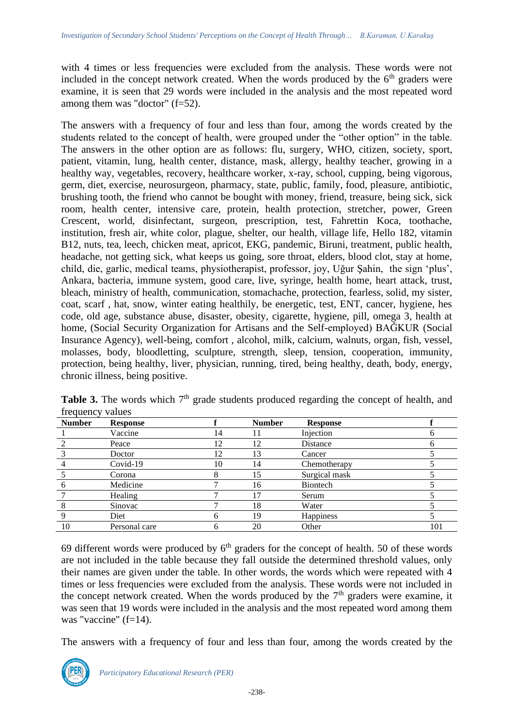with 4 times or less frequencies were excluded from the analysis. These words were not included in the concept network created. When the words produced by the 6th graders were examine, it is seen that 29 words were included in the analysis and the most repeated word among them was "doctor" (f=52).

The answers with a frequency of four and less than four, among the words created by the students related to the concept of health, were grouped under the "other option" in the table. The answers in the other option are as follows: flu, surgery, WHO, citizen, society, sport, patient, vitamin, lung, health center, distance, mask, allergy, healthy teacher, growing in a healthy way, vegetables, recovery, healthcare worker, x-ray, school, cupping, being vigorous, germ, diet, exercise, neurosurgeon, pharmacy, state, public, family, food, pleasure, antibiotic, brushing tooth, the friend who cannot be bought with money, friend, treasure, being sick, sick room, health center, intensive care, protein, health protection, stretcher, power, Green Crescent, world, disinfectant, surgeon, prescription, test, Fahrettin Koca, toothache, institution, fresh air, white color, plague, shelter, our health, village life, Hello 182, vitamin B12, nuts, tea, leech, chicken meat, apricot, EKG, pandemic, Biruni, treatment, public health, headache, not getting sick, what keeps us going, sore throat, elders, blood clot, stay at home, child, die, garlic, medical teams, physiotherapist, professor, joy, Uğur Şahin, the sign 'plus', Ankara, bacteria, immune system, good care, live, syringe, health home, heart attack, trust, bleach, ministry of health, communication, stomachache, protection, fearless, solid, my sister, coat, scarf , hat, snow, winter eating healthily, be energetic, test, ENT, cancer, hygiene, hes code, old age, substance abuse, disaster, obesity, cigarette, hygiene, pill, omega 3, health at home, (Social Security Organization for Artisans and the Self-employed) BAĞKUR (Social Insurance Agency), well-being, comfort , alcohol, milk, calcium, walnuts, organ, fish, vessel, molasses, body, bloodletting, sculpture, strength, sleep, tension, cooperation, immunity, protection, being healthy, liver, physician, running, tired, being healthy, death, body, energy, chronic illness, being positive.

**Table 3.** The words which 7th grade students produced regarding the concept of health, and frequency values

| Number | Response | f | Number | Response | f |
|---|---|---|---|---|---|
| 1 | Vaccine | 14 | 11 | Injection | 6 |
| 2 | Peace | 12 | 12 | Distance | 6 |
| 3 | Doctor | 12 | 13 | Cancer | 5 |
| 4 | Covid-19 | 10 | 14 | Chemotherapy | 5 |
| 5 | Corona | 8 | 15 | Surgical mask | 5 |
| 6 | Medicine | 7 | 16 | Biontech | 5 |
| 7 | Healing | 7 | 17 | Serum | 5 |
| 8 | Sinovac | 7 | 18 | Water | 5 |
| 9 | Diet | 6 | 19 | Happiness | 5 |
| 10 | Personal care | 6 | 20 | Other | 101 |

69 different words were produced by 6th graders for the concept of health. 50 of these words are not included in the table because they fall outside the determined threshold values, only their names are given under the table. In other words, the words which were repeated with 4 times or less frequencies were excluded from the analysis. These words were not included in the concept network created. When the words produced by the 7th graders were examine, it was seen that 19 words were included in the analysis and the most repeated word among them was "vaccine" (f=14).

The answers with a frequency of four and less than four, among the words created by the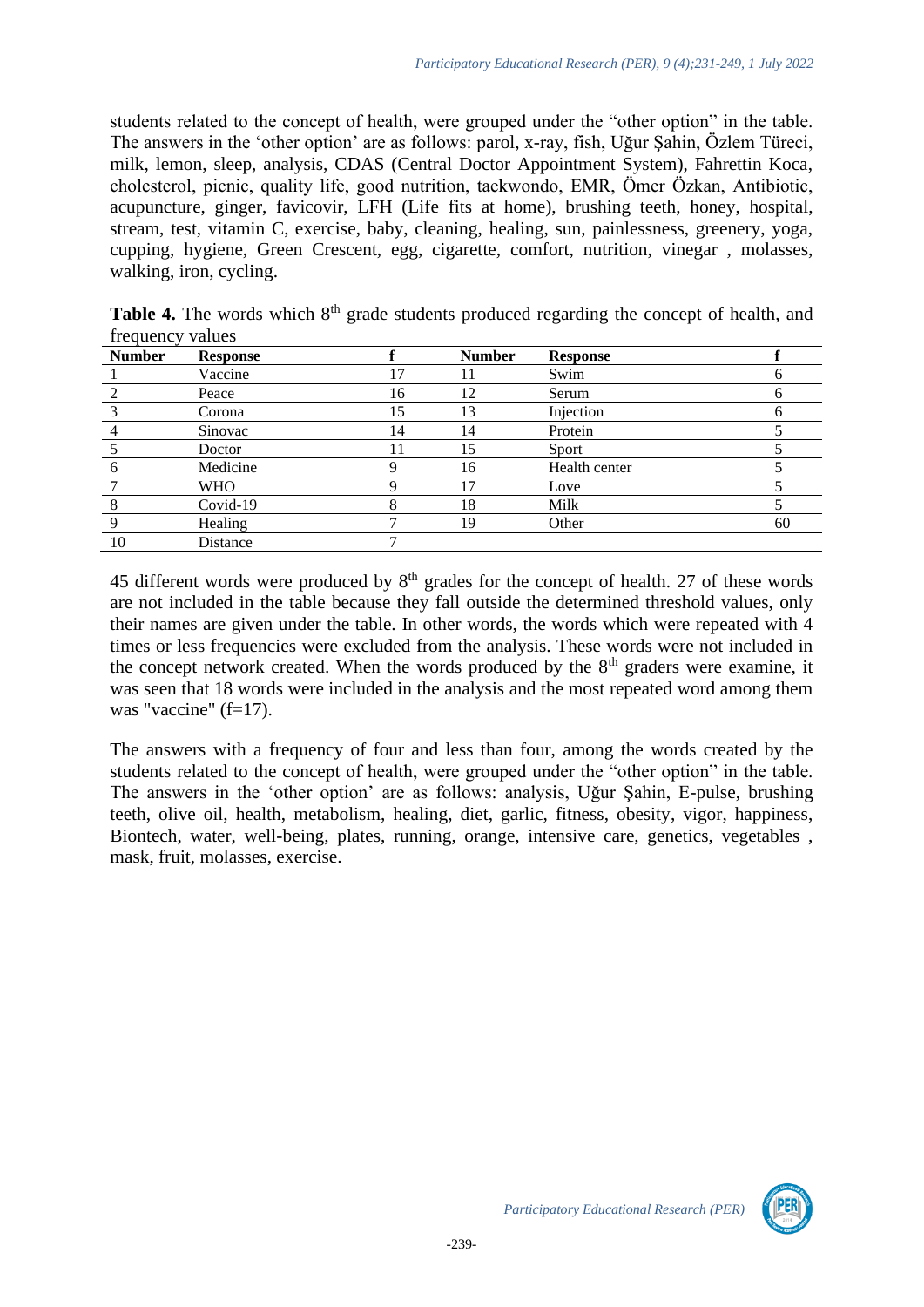students related to the concept of health, were grouped under the "other option" in the table. The answers in the 'other option' are as follows: parol, x-ray, fish, Uğur Şahin, Özlem Türeci, milk, lemon, sleep, analysis, CDAS (Central Doctor Appointment System), Fahrettin Koca, cholesterol, picnic, quality life, good nutrition, taekwondo, EMR, Ömer Özkan, Antibiotic, acupuncture, ginger, favicovir, LFH (Life fits at home), brushing teeth, honey, hospital, stream, test, vitamin C, exercise, baby, cleaning, healing, sun, painlessness, greenery, yoga, cupping, hygiene, Green Crescent, egg, cigarette, comfort, nutrition, vinegar , molasses, walking, iron, cycling.

**Table 4.** The words which 8[th] grade students produced regarding the concept of health, and frequency values

| Number | Response | f | Number | Response | f |
|---|---|---|---|---|---|
| 1 | Vaccine | 17 | 11 | Swim | 6 |
| 2 | Peace | 16 | 12 | Serum | 6 |
| 3 | Corona | 15 | 13 | Injection | 6 |
| 4 | Sinovac | 14 | 14 | Protein | 5 |
| 5 | Doctor | 11 | 15 | Sport | 5 |
| 6 | Medicine | 9 | 16 | Health center | 5 |
| 7 | WHO | 9 | 17 | Love | 5 |
| 8 | Covid-19 | 8 | 18 | Milk | 5 |
| 9 | Healing | 7 | 19 | Other | 60 |
| 10 | Distance | 7 | | | |

45 different words were produced by 8[th] grades for the concept of health. 27 of these words are not included in the table because they fall outside the determined threshold values, only their names are given under the table. In other words, the words which were repeated with 4 times or less frequencies were excluded from the analysis. These words were not included in the concept network created. When the words produced by the 8[th] graders were examine, it was seen that 18 words were included in the analysis and the most repeated word among them was "vaccine" (f=17).

The answers with a frequency of four and less than four, among the words created by the students related to the concept of health, were grouped under the "other option" in the table. The answers in the 'other option' are as follows: analysis, Uğur Şahin, E-pulse, brushing teeth, olive oil, health, metabolism, healing, diet, garlic, fitness, obesity, vigor, happiness, Biontech, water, well-being, plates, running, orange, intensive care, genetics, vegetables , mask, fruit, molasses, exercise.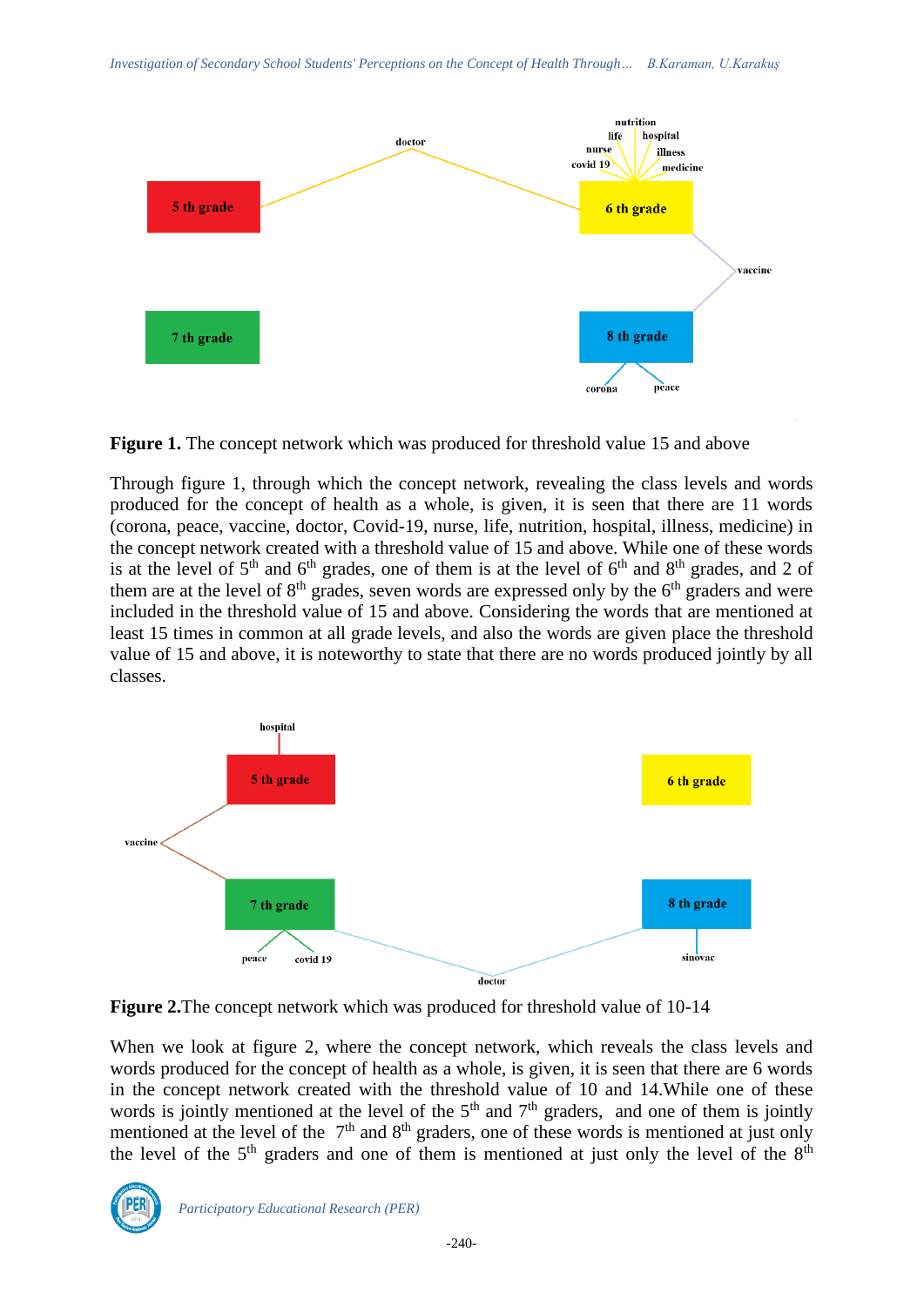**Figure 1.** The concept network which was produced for threshold value 15 and above

Through figure 1, through which the concept network, revealing the class levels and words produced for the concept of health as a whole, is given, it is seen that there are 11 words (corona, peace, vaccine, doctor, Covid-19, nurse, life, nutrition, hospital, illness, medicine) in the concept network created with a threshold value of 15 and above. While one of these words is at the level of 5th and 6th grades, one of them is at the level of 6th and 8th grades, and 2 of them are at the level of 8th grades, seven words are expressed only by the 6th graders and were included in the threshold value of 15 and above. Considering the words that are mentioned at least 15 times in common at all grade levels, and also the words are given place the threshold value of 15 and above, it is noteworthy to state that there are no words produced jointly by all classes.

**Figure 2.** The concept network which was produced for threshold value of 10-14

When we look at figure 2, where the concept network, which reveals the class levels and words produced for the concept of health as a whole, is given, it is seen that there are 6 words in the concept network created with the threshold value of 10 and 14. While one of these words is jointly mentioned at the level of the 5th and 7th graders, and one of them is jointly mentioned at the level of the 7th and 8th graders, one of these words is mentioned at just only the level of the 5th graders and one of them is mentioned at just only the level of the 8th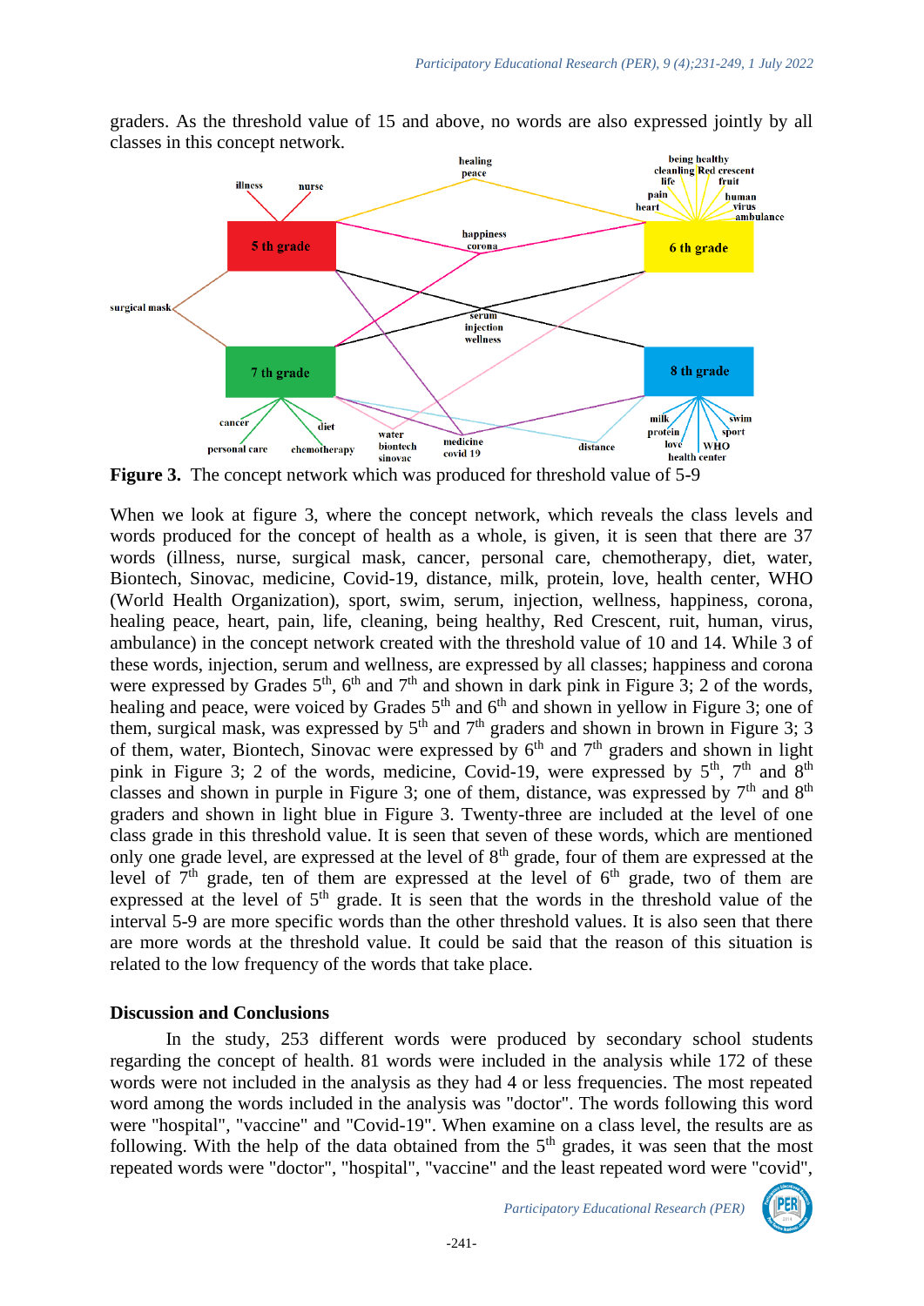graders. As the threshold value of 15 and above, no words are also expressed jointly by all classes in this concept network.

**Figure 3.** The concept network which was produced for threshold value of 5-9

When we look at figure 3, where the concept network, which reveals the class levels and words produced for the concept of health as a whole, is given, it is seen that there are 37 words (illness, nurse, surgical mask, cancer, personal care, chemotherapy, diet, water, Biontech, Sinovac, medicine, Covid-19, distance, milk, protein, love, health center, WHO (World Health Organization), sport, swim, serum, injection, wellness, happiness, corona, healing peace, heart, pain, life, cleaning, being healthy, Red Crescent, ruit, human, virus, ambulance) in the concept network created with the threshold value of 10 and 14. While 3 of these words, injection, serum and wellness, are expressed by all classes; happiness and corona were expressed by Grades 5th, 6th and 7th and shown in dark pink in Figure 3; 2 of the words, healing and peace, were voiced by Grades 5th and 6th and shown in yellow in Figure 3; one of them, surgical mask, was expressed by 5th and 7th graders and shown in brown in Figure 3; 3 of them, water, Biontech, Sinovac were expressed by 6th and 7th graders and shown in light pink in Figure 3; 2 of the words, medicine, Covid-19, were expressed by 5th, 7th and 8th classes and shown in purple in Figure 3; one of them, distance, was expressed by 7th and 8th graders and shown in light blue in Figure 3. Twenty-three are included at the level of one class grade in this threshold value. It is seen that seven of these words, which are mentioned only one grade level, are expressed at the level of 8th grade, four of them are expressed at the level of 7th grade, ten of them are expressed at the level of 6th grade, two of them are expressed at the level of 5th grade. It is seen that the words in the threshold value of the interval 5-9 are more specific words than the other threshold values. It is also seen that there are more words at the threshold value. It could be said that the reason of this situation is related to the low frequency of the words that take place.

## Discussion and Conclusions

In the study, 253 different words were produced by secondary school students regarding the concept of health. 81 words were included in the analysis while 172 of these words were not included in the analysis as they had 4 or less frequencies. The most repeated word among the words included in the analysis was "doctor". The words following this word were "hospital", "vaccine" and "Covid-19". When examine on a class level, the results are as following. With the help of the data obtained from the 5th grades, it was seen that the most repeated words were "doctor", "hospital", "vaccine" and the least repeated word were "covid",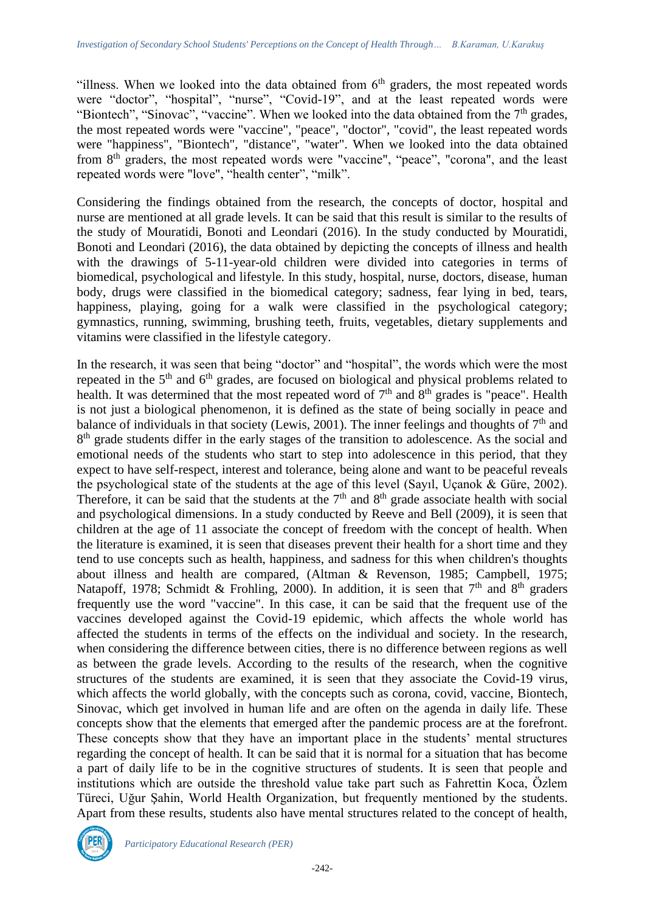"illness. When we looked into the data obtained from 6th graders, the most repeated words were "doctor", "hospital", "nurse", "Covid-19", and at the least repeated words were "Biontech", "Sinovac", "vaccine". When we looked into the data obtained from the 7th grades, the most repeated words were "vaccine", "peace", "doctor", "covid", the least repeated words were "happiness", "Biontech", "distance", "water". When we looked into the data obtained from 8th graders, the most repeated words were "vaccine", "peace", "corona", and the least repeated words were "love", "health center", "milk".

Considering the findings obtained from the research, the concepts of doctor, hospital and nurse are mentioned at all grade levels. It can be said that this result is similar to the results of the study of Mouratidi, Bonoti and Leondari (2016). In the study conducted by Mouratidi, Bonoti and Leondari (2016), the data obtained by depicting the concepts of illness and health with the drawings of 5-11-year-old children were divided into categories in terms of biomedical, psychological and lifestyle. In this study, hospital, nurse, doctors, disease, human body, drugs were classified in the biomedical category; sadness, fear lying in bed, tears, happiness, playing, going for a walk were classified in the psychological category; gymnastics, running, swimming, brushing teeth, fruits, vegetables, dietary supplements and vitamins were classified in the lifestyle category.

In the research, it was seen that being "doctor" and "hospital", the words which were the most repeated in the 5th and 6th grades, are focused on biological and physical problems related to health. It was determined that the most repeated word of 7th and 8th grades is "peace". Health is not just a biological phenomenon, it is defined as the state of being socially in peace and balance of individuals in that society (Lewis, 2001). The inner feelings and thoughts of 7th and 8th grade students differ in the early stages of the transition to adolescence. As the social and emotional needs of the students who start to step into adolescence in this period, that they expect to have self-respect, interest and tolerance, being alone and want to be peaceful reveals the psychological state of the students at the age of this level (Sayıl, Uçanok & Güre, 2002). Therefore, it can be said that the students at the 7th and 8th grade associate health with social and psychological dimensions. In a study conducted by Reeve and Bell (2009), it is seen that children at the age of 11 associate the concept of freedom with the concept of health. When the literature is examined, it is seen that diseases prevent their health for a short time and they tend to use concepts such as health, happiness, and sadness for this when children's thoughts about illness and health are compared, (Altman & Revenson, 1985; Campbell, 1975; Natapoff, 1978; Schmidt & Frohling, 2000). In addition, it is seen that 7th and 8th graders frequently use the word "vaccine". In this case, it can be said that the frequent use of the vaccines developed against the Covid-19 epidemic, which affects the whole world has affected the students in terms of the effects on the individual and society. In the research, when considering the difference between cities, there is no difference between regions as well as between the grade levels. According to the results of the research, when the cognitive structures of the students are examined, it is seen that they associate the Covid-19 virus, which affects the world globally, with the concepts such as corona, covid, vaccine, Biontech, Sinovac, which get involved in human life and are often on the agenda in daily life. These concepts show that the elements that emerged after the pandemic process are at the forefront. These concepts show that they have an important place in the students' mental structures regarding the concept of health. It can be said that it is normal for a situation that has become a part of daily life to be in the cognitive structures of students. It is seen that people and institutions which are outside the threshold value take part such as Fahrettin Koca, Özlem Türeci, Uğur Şahin, World Health Organization, but frequently mentioned by the students. Apart from these results, students also have mental structures related to the concept of health,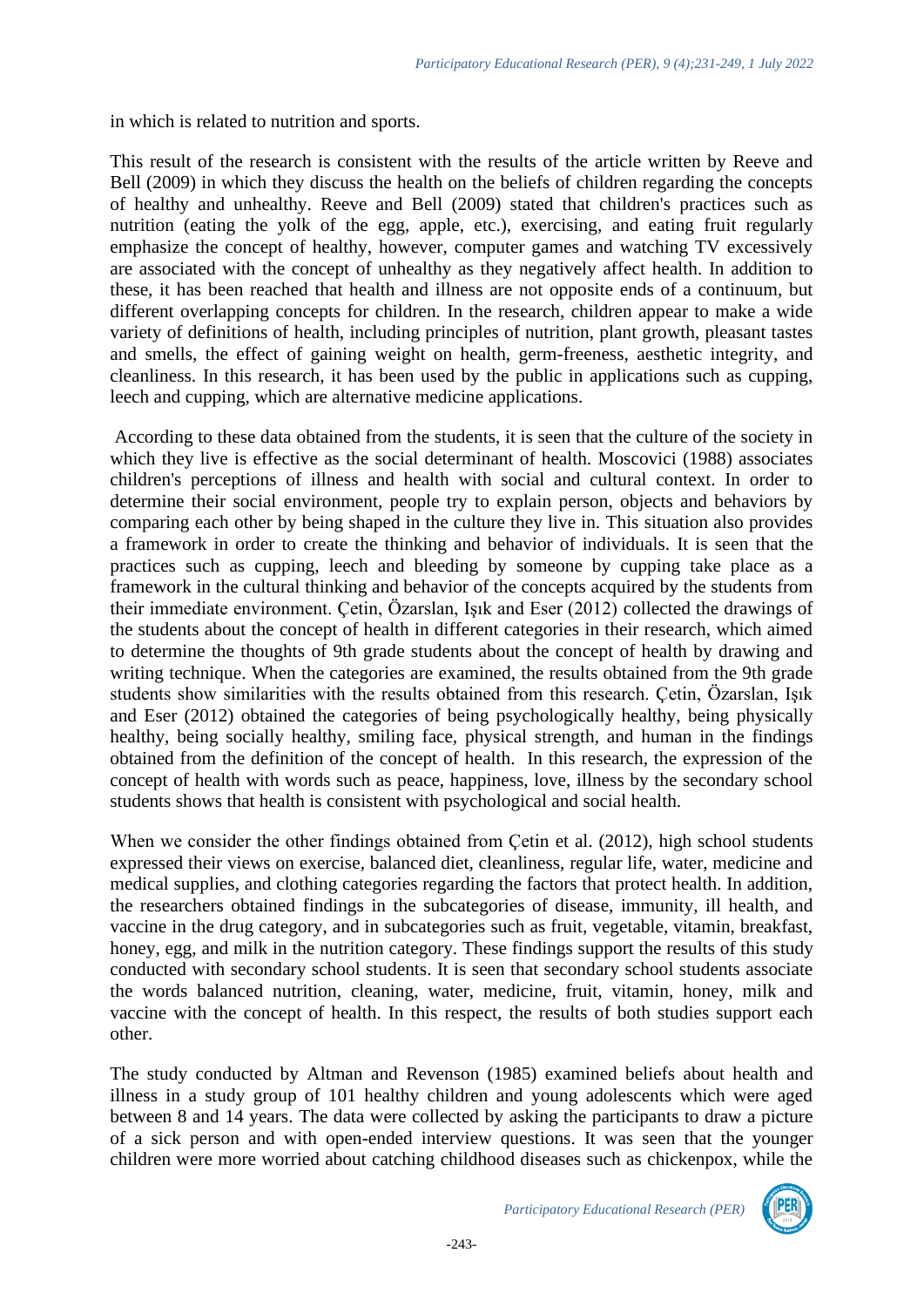in which is related to nutrition and sports.

This result of the research is consistent with the results of the article written by Reeve and Bell (2009) in which they discuss the health on the beliefs of children regarding the concepts of healthy and unhealthy. Reeve and Bell (2009) stated that children's practices such as nutrition (eating the yolk of the egg, apple, etc.), exercising, and eating fruit regularly emphasize the concept of healthy, however, computer games and watching TV excessively are associated with the concept of unhealthy as they negatively affect health. In addition to these, it has been reached that health and illness are not opposite ends of a continuum, but different overlapping concepts for children. In the research, children appear to make a wide variety of definitions of health, including principles of nutrition, plant growth, pleasant tastes and smells, the effect of gaining weight on health, germ-freeness, aesthetic integrity, and cleanliness. In this research, it has been used by the public in applications such as cupping, leech and cupping, which are alternative medicine applications.

According to these data obtained from the students, it is seen that the culture of the society in which they live is effective as the social determinant of health. Moscovici (1988) associates children's perceptions of illness and health with social and cultural context. In order to determine their social environment, people try to explain person, objects and behaviors by comparing each other by being shaped in the culture they live in. This situation also provides a framework in order to create the thinking and behavior of individuals. It is seen that the practices such as cupping, leech and bleeding by someone by cupping take place as a framework in the cultural thinking and behavior of the concepts acquired by the students from their immediate environment. Çetin, Özarslan, Işık and Eser (2012) collected the drawings of the students about the concept of health in different categories in their research, which aimed to determine the thoughts of 9th grade students about the concept of health by drawing and writing technique. When the categories are examined, the results obtained from the 9th grade students show similarities with the results obtained from this research. Çetin, Özarslan, Işık and Eser (2012) obtained the categories of being psychologically healthy, being physically healthy, being socially healthy, smiling face, physical strength, and human in the findings obtained from the definition of the concept of health. In this research, the expression of the concept of health with words such as peace, happiness, love, illness by the secondary school students shows that health is consistent with psychological and social health.

When we consider the other findings obtained from Çetin et al. (2012), high school students expressed their views on exercise, balanced diet, cleanliness, regular life, water, medicine and medical supplies, and clothing categories regarding the factors that protect health. In addition, the researchers obtained findings in the subcategories of disease, immunity, ill health, and vaccine in the drug category, and in subcategories such as fruit, vegetable, vitamin, breakfast, honey, egg, and milk in the nutrition category. These findings support the results of this study conducted with secondary school students. It is seen that secondary school students associate the words balanced nutrition, cleaning, water, medicine, fruit, vitamin, honey, milk and vaccine with the concept of health. In this respect, the results of both studies support each other.

The study conducted by Altman and Revenson (1985) examined beliefs about health and illness in a study group of 101 healthy children and young adolescents which were aged between 8 and 14 years. The data were collected by asking the participants to draw a picture of a sick person and with open-ended interview questions. It was seen that the younger children were more worried about catching childhood diseases such as chickenpox, while the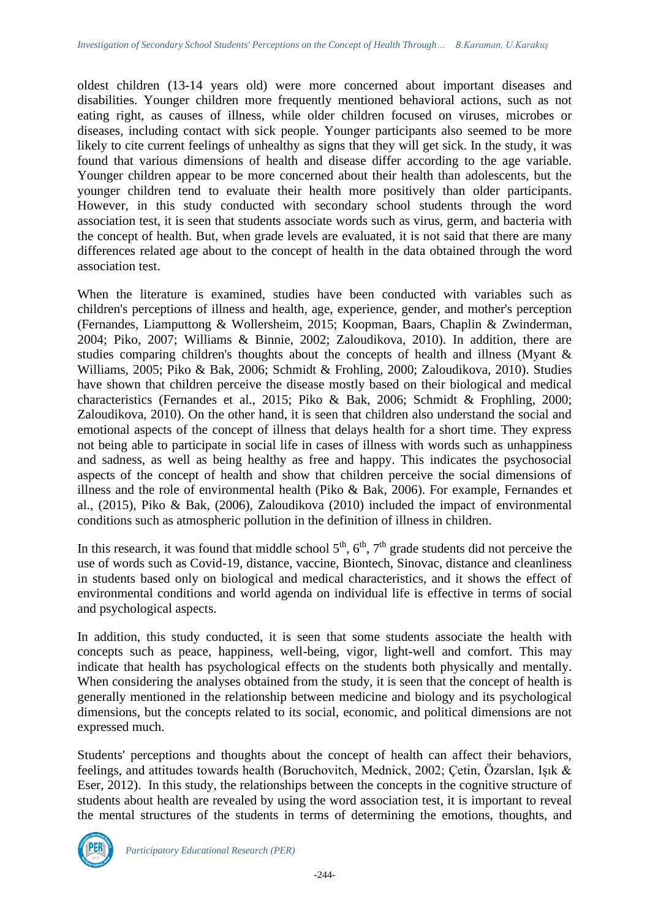oldest children (13-14 years old) were more concerned about important diseases and disabilities. Younger children more frequently mentioned behavioral actions, such as not eating right, as causes of illness, while older children focused on viruses, microbes or diseases, including contact with sick people. Younger participants also seemed to be more likely to cite current feelings of unhealthy as signs that they will get sick. In the study, it was found that various dimensions of health and disease differ according to the age variable. Younger children appear to be more concerned about their health than adolescents, but the younger children tend to evaluate their health more positively than older participants. However, in this study conducted with secondary school students through the word association test, it is seen that students associate words such as virus, germ, and bacteria with the concept of health. But, when grade levels are evaluated, it is not said that there are many differences related age about to the concept of health in the data obtained through the word association test.

When the literature is examined, studies have been conducted with variables such as children's perceptions of illness and health, age, experience, gender, and mother's perception (Fernandes, Liamputtong & Wollersheim, 2015; Koopman, Baars, Chaplin & Zwinderman, 2004; Piko, 2007; Williams & Binnie, 2002; Zaloudikova, 2010). In addition, there are studies comparing children's thoughts about the concepts of health and illness (Myant & Williams, 2005; Piko & Bak, 2006; Schmidt & Frohling, 2000; Zaloudikova, 2010). Studies have shown that children perceive the disease mostly based on their biological and medical characteristics (Fernandes et al., 2015; Piko & Bak, 2006; Schmidt & Frophling, 2000; Zaloudikova, 2010). On the other hand, it is seen that children also understand the social and emotional aspects of the concept of illness that delays health for a short time. They express not being able to participate in social life in cases of illness with words such as unhappiness and sadness, as well as being healthy as free and happy. This indicates the psychosocial aspects of the concept of health and show that children perceive the social dimensions of illness and the role of environmental health (Piko & Bak, 2006). For example, Fernandes et al., (2015), Piko & Bak, (2006), Zaloudikova (2010) included the impact of environmental conditions such as atmospheric pollution in the definition of illness in children.

In this research, it was found that middle school 5$^{th}$, 6$^{th}$, 7$^{th}$ grade students did not perceive the use of words such as Covid-19, distance, vaccine, Biontech, Sinovac, distance and cleanliness in students based only on biological and medical characteristics, and it shows the effect of environmental conditions and world agenda on individual life is effective in terms of social and psychological aspects.

In addition, this study conducted, it is seen that some students associate the health with concepts such as peace, happiness, well-being, vigor, light-well and comfort. This may indicate that health has psychological effects on the students both physically and mentally. When considering the analyses obtained from the study, it is seen that the concept of health is generally mentioned in the relationship between medicine and biology and its psychological dimensions, but the concepts related to its social, economic, and political dimensions are not expressed much.

Students' perceptions and thoughts about the concept of health can affect their behaviors, feelings, and attitudes towards health (Boruchovitch, Mednick, 2002; Çetin, Özarslan, Işık & Eser, 2012). In this study, the relationships between the concepts in the cognitive structure of students about health are revealed by using the word association test, it is important to reveal the mental structures of the students in terms of determining the emotions, thoughts, and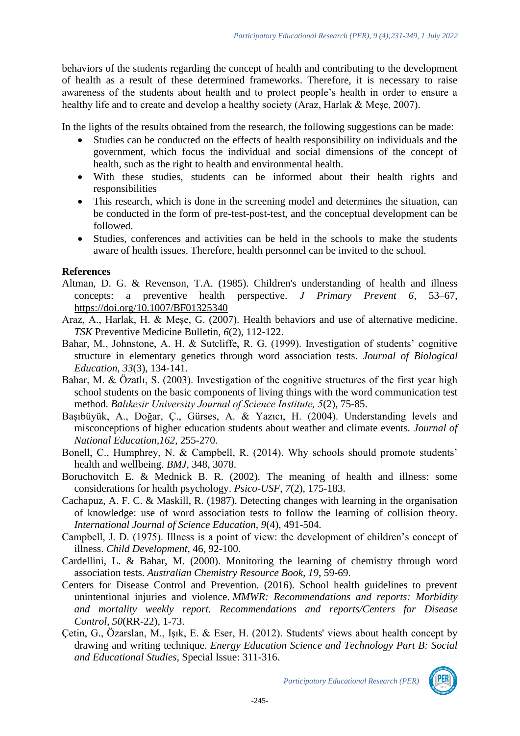behaviors of the students regarding the concept of health and contributing to the development of health as a result of these determined frameworks. Therefore, it is necessary to raise awareness of the students about health and to protect people's health in order to ensure a healthy life and to create and develop a healthy society (Araz, Harlak & Meşe, 2007).

In the lights of the results obtained from the research, the following suggestions can be made:

- Studies can be conducted on the effects of health responsibility on individuals and the government, which focus the individual and social dimensions of the concept of health, such as the right to health and environmental health.
- With these studies, students can be informed about their health rights and responsibilities
- This research, which is done in the screening model and determines the situation, can be conducted in the form of pre-test-post-test, and the conceptual development can be followed.
- Studies, conferences and activities can be held in the schools to make the students aware of health issues. Therefore, health personnel can be invited to the school.

**References**

Altman, D. G. & Revenson, T.A. (1985). Children's understanding of health and illness concepts: a preventive health perspective. *J Primary Prevent 6*, 53–67, https://doi.org/10.1007/BF01325340

Araz, A., Harlak, H. & Meşe, G. (2007). Health behaviors and use of alternative medicine. *TSK* Preventive Medicine Bulletin, *6*(2), 112-122.

Bahar, M., Johnstone, A. H. & Sutcliffe, R. G. (1999). Investigation of students' cognitive structure in elementary genetics through word association tests. *Journal of Biological Education*, *33*(3), 134-141.

Bahar, M. & Özatlı, S. (2003). Investigation of the cognitive structures of the first year high school students on the basic components of living things with the word communication test method. *Balıkesir University Journal of Science Institute, 5*(2), 75-85.

Başıbüyük, A., Doğar, Ç., Gürses, A. & Yazıcı, H. (2004). Understanding levels and misconceptions of higher education students about weather and climate events. *Journal of National Education,162*, 255-270.

Bonell, C., Humphrey, N. & Campbell, R. (2014). Why schools should promote students' health and wellbeing. *BMJ*, 348, 3078.

Boruchovitch E. & Mednick B. R. (2002). The meaning of health and illness: some considerations for health psychology. *Psico-USF*, *7*(2), 175-183.

Cachapuz, A. F. C. & Maskill, R. (1987). Detecting changes with learning in the organisation of knowledge: use of word association tests to follow the learning of collision theory. *International Journal of Science Education*, *9*(4), 491-504.

Campbell, J. D. (1975). Illness is a point of view: the development of children's concept of illness. *Child Development*, 46, 92-100.

Cardellini, L. & Bahar, M. (2000). Monitoring the learning of chemistry through word association tests. *Australian Chemistry Resource Book*, *19*, 59-69.

Centers for Disease Control and Prevention. (2016). School health guidelines to prevent unintentional injuries and violence. *MMWR: Recommendations and reports: Morbidity and mortality weekly report. Recommendations and reports/Centers for Disease Control*, *50*(RR-22), 1-73.

Çetin, G., Özarslan, M., Işık, E. & Eser, H. (2012). Students' views about health concept by drawing and writing technique. *Energy Education Science and Technology Part B: Social and Educational Studies*, Special Issue: 311-316.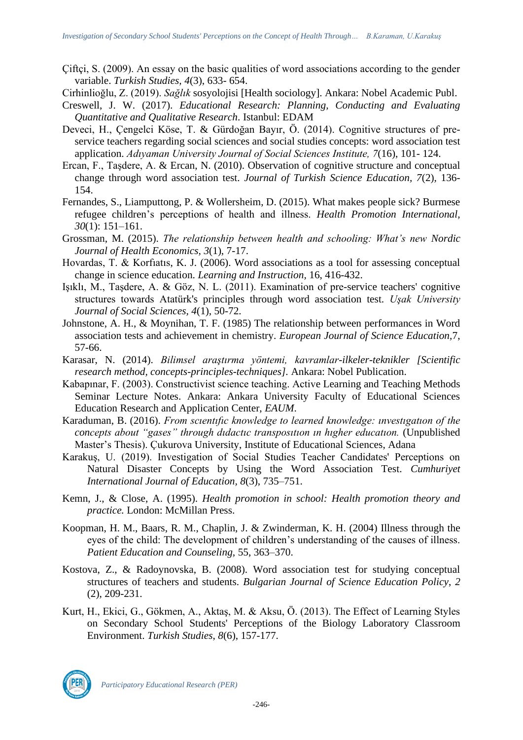Çiftçi, S. (2009). An essay on the basic qualities of word associations according to the gender variable. *Turkish Studies, 4*(3), 633- 654.

Cirhinlioğlu, Z. (2019). *Sağlık* sosyolojisi [Health sociology]. Ankara: Nobel Academic Publ.

Creswell, J. W. (2017). *Educational Research: Planning, Conducting and Evaluating Quantitative and Qualitative Research*. Istanbul: EDAM

Deveci, H., Çengelci Köse, T. & Gürdoğan Bayır, Ö. (2014). Cognitive structures of pre-service teachers regarding social sciences and social studies concepts: word association test application. *Adıyaman University Journal of Social Sciences Institute, 7*(16), 101- 124.

Ercan, F., Taşdere, A. & Ercan, N. (2010). Observation of cognitive structure and conceptual change through word association test. *Journal of Turkish Science Education, 7*(2), 136-154.

Fernandes, S., Liamputtong, P. & Wollersheim, D. (2015). What makes people sick? Burmese refugee children's perceptions of health and illness. *Health Promotion International, 30*(1): 151–161.

Grossman, M. (2015). *The relationship between health and schooling: What's new Nordic Journal of Health Economics, 3*(1), 7-17.

Hovardas, T. & Korfıatıs, K. J. (2006). Word associations as a tool for assessing conceptual change in science education. *Learning and Instruction,* 16, 416-432.

Işıklı, M., Taşdere, A. & Göz, N. L. (2011). Examination of pre-service teachers' cognitive structures towards Atatürk's principles through word association test. *Uşak University Journal of Social Sciences, 4*(1), 50-72.

Johnstone, A. H., & Moynihan, T. F. (1985) The relationship between performances in Word association tests and achievement in chemistry. *European Journal of Science Education,*7, 57-66.

Karasar, N. (2014). *Bilimsel araştırma yöntemi, kavramlar-ilkeler-teknikler [Scientific research method, concepts-principles-techniques].* Ankara: Nobel Publication.

Kabapınar, F. (2003). Constructivist science teaching. Active Learning and Teaching Methods Seminar Lecture Notes. Ankara: Ankara University Faculty of Educational Sciences Education Research and Application Center, *EAUM*.

Karaduman, B. (2016). *From scıentıfic knowledge to learned knowledge: ınvestıgatıon of the concepts about "gases" through dıdactıc transposıtıon ın hıgher educatıon.* (Unpublished Master's Thesis). Çukurova University, Institute of Educational Sciences, Adana

Karakuş, U. (2019). Investigation of Social Studies Teacher Candidates' Perceptions on Natural Disaster Concepts by Using the Word Association Test. *Cumhuriyet International Journal of Education, 8*(3), 735–751.

Kemn, J., & Close, A. (1995). *Health promotion in school: Health promotion theory and practice.* London: McMillan Press.

Koopman, H. M., Baars, R. M., Chaplin, J. & Zwinderman, K. H. (2004) Illness through the eyes of the child: The development of children's understanding of the causes of illness. *Patient Education and Counseling,* 55, 363–370.

Kostova, Z., & Radoynovska, B. (2008). Word association test for studying conceptual structures of teachers and students. *Bulgarian Journal of Science Education Policy, 2* (2), 209-231.

Kurt, H., Ekici, G., Gökmen, A., Aktaş, M. & Aksu, Ö. (2013). The Effect of Learning Styles on Secondary School Students' Perceptions of the Biology Laboratory Classroom Environment. *Turkish Studies, 8*(6), 157-177.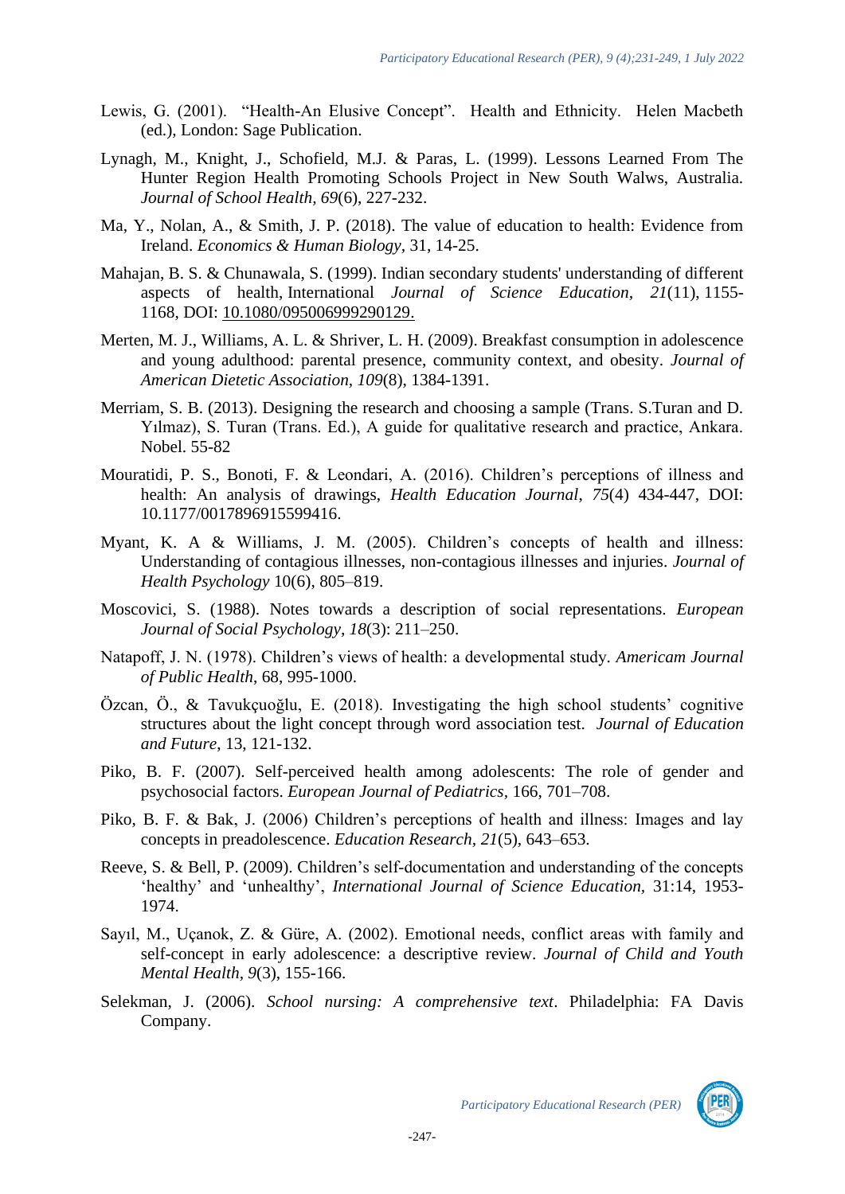Lewis, G. (2001). "Health-An Elusive Concept". Health and Ethnicity. Helen Macbeth (ed.), London: Sage Publication.

Lynagh, M., Knight, J., Schofield, M.J. & Paras, L. (1999). Lessons Learned From The Hunter Region Health Promoting Schools Project in New South Walws, Australia. *Journal of School Health, 69*(6), 227-232.

Ma, Y., Nolan, A., & Smith, J. P. (2018). The value of education to health: Evidence from Ireland. *Economics & Human Biology*, 31, 14-25.

Mahajan, B. S. & Chunawala, S. (1999). Indian secondary students' understanding of different aspects of health, International *Journal of Science Education, 21*(11), 1155-1168, DOI: 10.1080/095006999290129.

Merten, M. J., Williams, A. L. & Shriver, L. H. (2009). Breakfast consumption in adolescence and young adulthood: parental presence, community context, and obesity. *Journal of American Dietetic Association, 109*(8), 1384-1391.

Merriam, S. B. (2013). Designing the research and choosing a sample (Trans. S.Turan and D. Yılmaz), S. Turan (Trans. Ed.), A guide for qualitative research and practice, Ankara. Nobel. 55-82

Mouratidi, P. S., Bonoti, F. & Leondari, A. (2016). Children's perceptions of illness and health: An analysis of drawings, *Health Education Journal*, *75*(4) 434-447, DOI: 10.1177/0017896915599416.

Myant, K. A & Williams, J. M. (2005). Children's concepts of health and illness: Understanding of contagious illnesses, non-contagious illnesses and injuries. *Journal of Health Psychology* 10(6), 805–819.

Moscovici, S. (1988). Notes towards a description of social representations. *European Journal of Social Psychology, 18*(3): 211–250.

Natapoff, J. N. (1978). Children's views of health: a developmental study. *Americam Journal of Public Health*, 68, 995-1000.

Özcan, Ö., & Tavukçuoğlu, E. (2018). Investigating the high school students' cognitive structures about the light concept through word association test. *Journal of Education and Future*, 13, 121-132.

Piko, B. F. (2007). Self-perceived health among adolescents: The role of gender and psychosocial factors. *European Journal of Pediatrics*, 166, 701–708.

Piko, B. F. & Bak, J. (2006) Children's perceptions of health and illness: Images and lay concepts in preadolescence. *Education Research, 21*(5), 643–653.

Reeve, S. & Bell, P. (2009). Children's self-documentation and understanding of the concepts 'healthy' and 'unhealthy', *International Journal of Science Education,* 31:14, 1953-1974.

Sayıl, M., Uçanok, Z. & Güre, A. (2002). Emotional needs, conflict areas with family and self-concept in early adolescence: a descriptive review. *Journal of Child and Youth Mental Health, 9*(3), 155-166.

Selekman, J. (2006). *School nursing: A comprehensive text*. Philadelphia: FA Davis Company.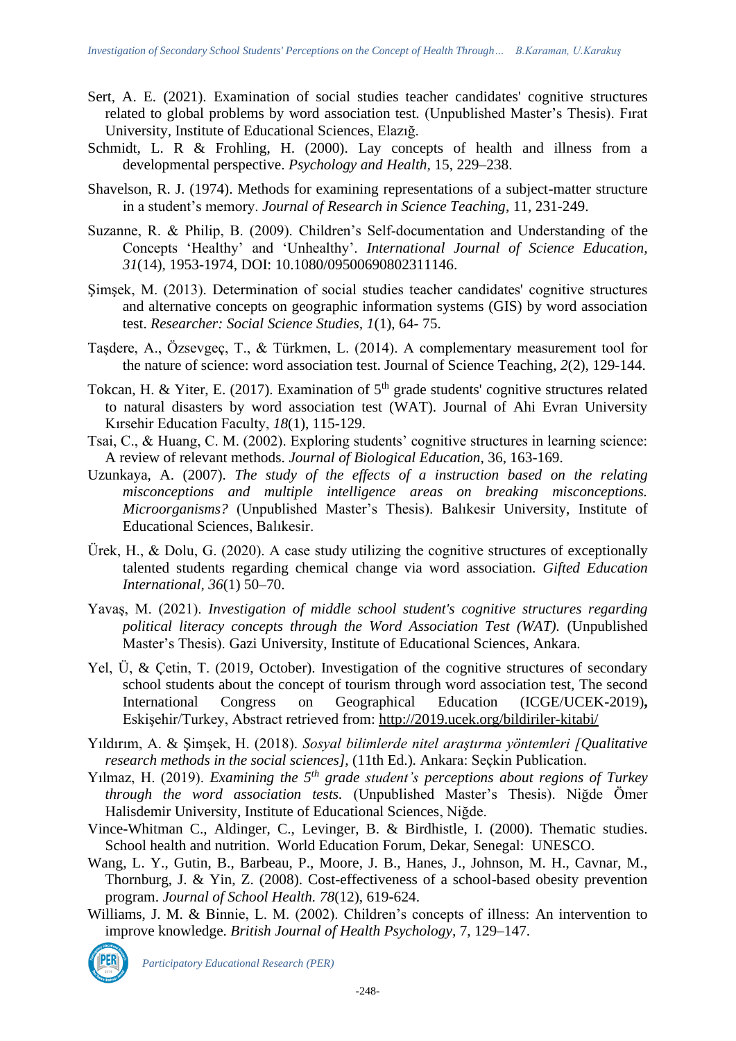Sert, A. E. (2021). Examination of social studies teacher candidates' cognitive structures related to global problems by word association test. (Unpublished Master's Thesis). Fırat University, Institute of Educational Sciences, Elazığ.

Schmidt, L. R & Frohling, H. (2000). Lay concepts of health and illness from a developmental perspective. *Psychology and Health,* 15, 229–238.

Shavelson, R. J. (1974). Methods for examining representations of a subject-matter structure in a student's memory. *Journal of Research in Science Teaching*, 11, 231-249.

Suzanne, R. & Philip, B. (2009). Children's Self-documentation and Understanding of the Concepts 'Healthy' and 'Unhealthy'. *International Journal of Science Education, 31*(14), 1953-1974, DOI: 10.1080/09500690802311146.

Şimşek, M. (2013). Determination of social studies teacher candidates' cognitive structures and alternative concepts on geographic information systems (GIS) by word association test. *Researcher: Social Science Studies, 1*(1), 64- 75.

Taşdere, A., Özsevgeç, T., & Türkmen, L. (2014). A complementary measurement tool for the nature of science: word association test. Journal of Science Teaching*, 2*(2), 129-144.

Tokcan, H. & Yiter, E. (2017). Examination of 5th grade students' cognitive structures related to natural disasters by word association test (WAT). Journal of Ahi Evran University Kırsehir Education Faculty, *18*(1), 115-129.

Tsai, C., & Huang, C. M. (2002). Exploring students' cognitive structures in learning science: A review of relevant methods. *Journal of Biological Education*, 36, 163-169.

Uzunkaya, A. (2007). *The study of the effects of a instruction based on the relating misconceptions and multiple intelligence areas on breaking misconceptions. Microorganisms?* (Unpublished Master's Thesis). Balıkesir University, Institute of Educational Sciences, Balıkesir.

Ürek, H., & Dolu, G. (2020). A case study utilizing the cognitive structures of exceptionally talented students regarding chemical change via word association. *Gifted Education International, 36*(1) 50–70.

Yavaş, M. (2021). *Investigation of middle school student's cognitive structures regarding political literacy concepts through the Word Association Test (WAT).* (Unpublished Master's Thesis). Gazi University, Institute of Educational Sciences, Ankara.

Yel, Ü, & Çetin, T. (2019, October). Investigation of the cognitive structures of secondary school students about the concept of tourism through word association test, The second International Congress on Geographical Education (ICGE/UCEK-2019)**,** Eskişehir/Turkey, Abstract retrieved from: http://2019.ucek.org/bildiriler-kitabi/

Yıldırım, A. & Şimşek, H. (2018). *Sosyal bilimlerde nitel araştırma yöntemleri [Qualitative research methods in the social sciences],* (11th Ed.). Ankara: Seçkin Publication.

Yılmaz, H. (2019). *Examining the 5th grade student's perceptions about regions of Turkey through the word association tests.* (Unpublished Master's Thesis). Niğde Ömer Halisdemir University, Institute of Educational Sciences, Niğde.

Vince-Whitman C., Aldinger, C., Levinger, B. & Birdhistle, I. (2000). Thematic studies. School health and nutrition. World Education Forum, Dekar, Senegal: UNESCO.

Wang, L. Y., Gutin, B., Barbeau, P., Moore, J. B., Hanes, J., Johnson, M. H., Cavnar, M., Thornburg, J. & Yin, Z. (2008). Cost-effectiveness of a school-based obesity prevention program. *Journal of School Health. 78*(12), 619-624.

Williams, J. M. & Binnie, L. M. (2002). Children's concepts of illness: An intervention to improve knowledge. *British Journal of Health Psychology,* 7, 129–147.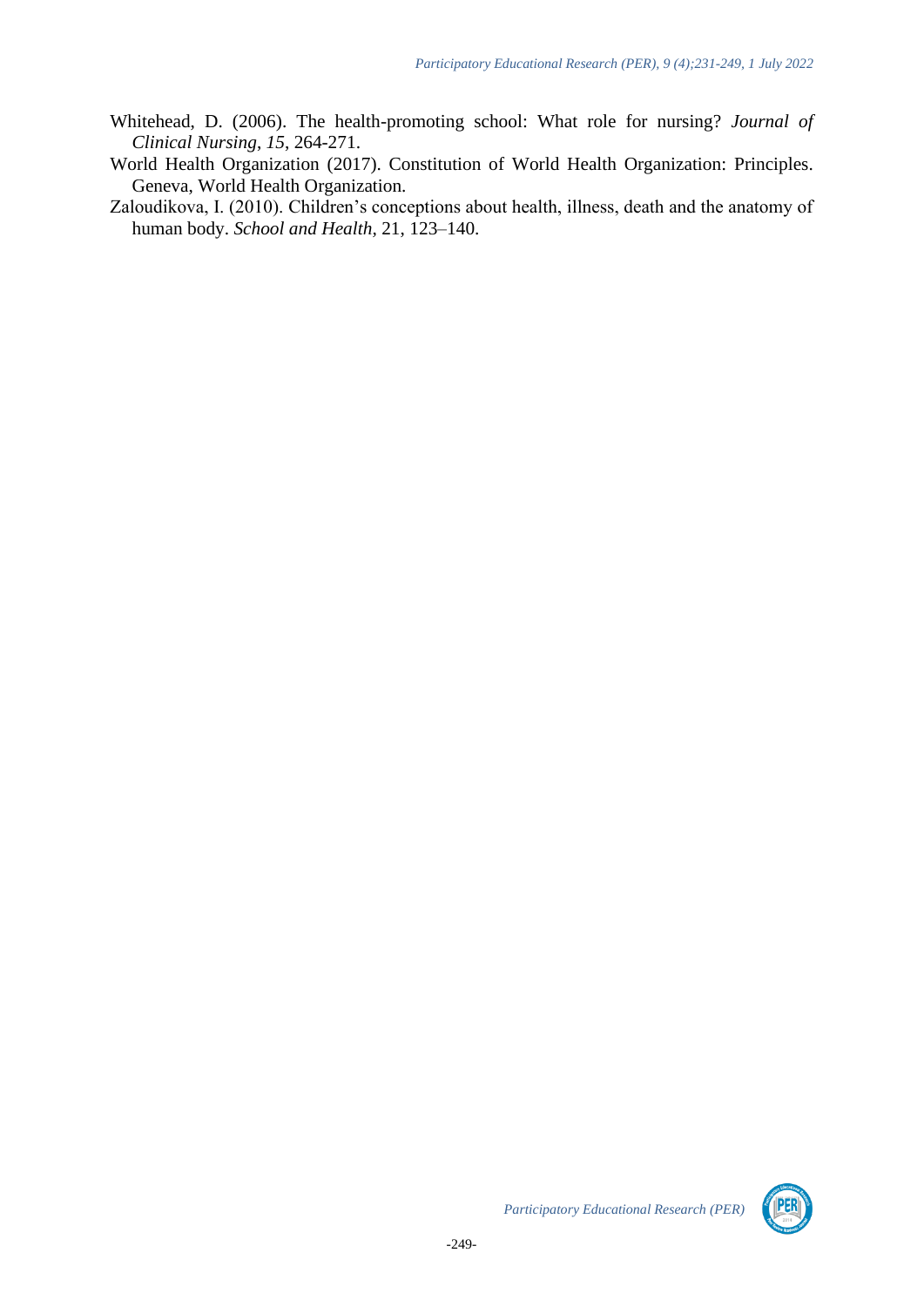Whitehead, D. (2006). The health-promoting school: What role for nursing? *Journal of Clinical Nursing*, *15*, 264-271.

World Health Organization (2017). Constitution of World Health Organization: Principles. Geneva, World Health Organization.

Zaloudikova, I. (2010). Children's conceptions about health, illness, death and the anatomy of human body. *School and Health*, 21, 123–140.